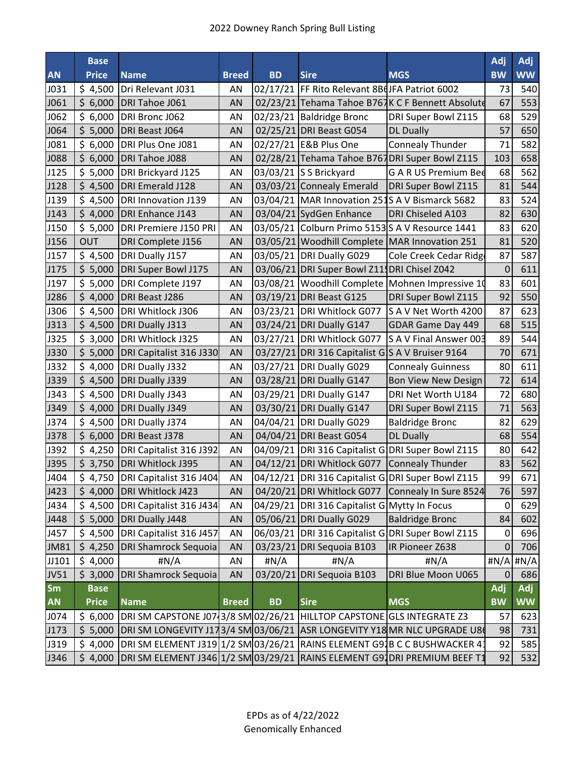# 2022 Downey Ranch Spring Bull Listing

| AN | Base Price | Name | Breed | BD | Sire | MGS | Adj BW | Adj WW |
|---|---|---|---|---|---|---|---|---|
| J031 | $ 4,500 | Dri Relevant J031 | AN | 02/17/21 | FF Rito Relevant 8B6 | JFA Patriot 6002 | 73 | 540 |
| J061 | $ 6,000 | DRI Tahoe J061 | AN | 02/23/21 | Tehama Tahoe B767 | K C F Bennett Absolute | 67 | 553 |
| J062 | $ 6,000 | DRI Bronc J062 | AN | 02/23/21 | Baldridge Bronc | DRI Super Bowl Z115 | 68 | 529 |
| J064 | $ 5,000 | DRI Beast J064 | AN | 02/25/21 | DRI Beast G054 | DL Dually | 57 | 650 |
| J081 | $ 6,000 | DRI Plus One J081 | AN | 02/27/21 | E&B Plus One | Connealy Thunder | 71 | 582 |
| J088 | $ 6,000 | DRI Tahoe J088 | AN | 02/28/21 | Tehama Tahoe B767 | DRI Super Bowl Z115 | 103 | 658 |
| J125 | $ 5,000 | DRI Brickyard J125 | AN | 03/03/21 | S S Brickyard | G A R US Premium Bee | 68 | 562 |
| J128 | $ 4,500 | DRI Emerald J128 | AN | 03/03/21 | Connealy Emerald | DRI Super Bowl Z115 | 81 | 544 |
| J139 | $ 4,500 | DRI Innovation J139 | AN | 03/04/21 | MAR Innovation 251 | S A V Bismarck 5682 | 83 | 524 |
| J143 | $ 4,000 | DRI Enhance J143 | AN | 03/04/21 | SydGen Enhance | DRI Chiseled A103 | 82 | 630 |
| J150 | $ 5,000 | DRI Premiere J150 PRI | AN | 03/05/21 | Colburn Primo 5153 | S A V Resource 1441 | 83 | 620 |
| J156 | OUT | DRI Complete J156 | AN | 03/05/21 | Woodhill Complete | MAR Innovation 251 | 81 | 520 |
| J157 | $ 4,500 | DRI Dually J157 | AN | 03/05/21 | DRI Dually G029 | Cole Creek Cedar Ridge | 87 | 587 |
| J175 | $ 5,000 | DRI Super Bowl J175 | AN | 03/06/21 | DRI Super Bowl Z115 | DRI Chisel Z042 | 0 | 611 |
| J197 | $ 5,000 | DRI Complete J197 | AN | 03/08/21 | Woodhill Complete | Mohnen Impressive 10 | 83 | 601 |
| J286 | $ 4,000 | DRI Beast J286 | AN | 03/19/21 | DRI Beast G125 | DRI Super Bowl Z115 | 92 | 550 |
| J306 | $ 4,500 | DRI Whitlock J306 | AN | 03/23/21 | DRI Whitlock G077 | S A V Net Worth 4200 | 87 | 623 |
| J313 | $ 4,500 | DRI Dually J313 | AN | 03/24/21 | DRI Dually G147 | GDAR Game Day 449 | 68 | 515 |
| J325 | $ 3,000 | DRI Whitlock J325 | AN | 03/27/21 | DRI Whitlock G077 | S A V Final Answer 003 | 89 | 544 |
| J330 | $ 5,000 | DRI Capitalist 316 J330 | AN | 03/27/21 | DRI 316 Capitalist G | S A V Bruiser 9164 | 70 | 671 |
| J332 | $ 4,000 | DRI Dually J332 | AN | 03/27/21 | DRI Dually G029 | Connealy Guinness | 80 | 611 |
| J339 | $ 4,500 | DRI Dually J339 | AN | 03/28/21 | DRI Dually G147 | Bon View New Design | 72 | 614 |
| J343 | $ 4,500 | DRI Dually J343 | AN | 03/29/21 | DRI Dually G147 | DRI Net Worth U184 | 72 | 680 |
| J349 | $ 4,000 | DRI Dually J349 | AN | 03/30/21 | DRI Dually G147 | DRI Super Bowl Z115 | 71 | 563 |
| J374 | $ 4,500 | DRI Dually J374 | AN | 04/04/21 | DRI Dually G029 | Baldridge Bronc | 82 | 629 |
| J378 | $ 6,000 | DRI Beast J378 | AN | 04/04/21 | DRI Beast G054 | DL Dually | 68 | 554 |
| J392 | $ 4,250 | DRI Capitalist 316 J392 | AN | 04/09/21 | DRI 316 Capitalist G | DRI Super Bowl Z115 | 80 | 642 |
| J395 | $ 3,750 | DRI Whitlock J395 | AN | 04/12/21 | DRI Whitlock G077 | Connealy Thunder | 83 | 562 |
| J404 | $ 4,750 | DRI Capitalist 316 J404 | AN | 04/12/21 | DRI 316 Capitalist G | DRI Super Bowl Z115 | 99 | 671 |
| J423 | $ 4,000 | DRI Whitlock J423 | AN | 04/20/21 | DRI Whitlock G077 | Connealy In Sure 8524 | 76 | 597 |
| J434 | $ 4,500 | DRI Capitalist 316 J434 | AN | 04/29/21 | DRI 316 Capitalist G | Mytty In Focus | 0 | 629 |
| J448 | $ 5,000 | DRI Dually J448 | AN | 05/06/21 | DRI Dually G029 | Baldridge Bronc | 84 | 602 |
| J457 | $ 4,500 | DRI Capitalist 316 J457 | AN | 06/03/21 | DRI 316 Capitalist G | DRI Super Bowl Z115 | 0 | 696 |
| JM81 | $ 4,250 | DRI Shamrock Sequoia | AN | 03/23/21 | DRI Sequoia B103 | IR Pioneer Z638 | 0 | 706 |
| JJ101 | $ 4,000 | #N/A | AN | #N/A | #N/A | #N/A | #N/A | #N/A |
| JV51 | $ 3,000 | DRI Shamrock Sequoia | AN | 03/20/21 | DRI Sequoia B103 | DRI Blue Moon U065 | 0 | 686 |

| Sm AN | Base Price | Name | Breed | BD | Sire | MGS | Adj BW | Adj WW |
|---|---|---|---|---|---|---|---|---|
| J074 | $ 6,000 | DRI SM CAPSTONE J074 | 3/8 SM | 02/26/21 | HILLTOP CAPSTONE | GLS INTEGRATE Z3 | 57 | 623 |
| J173 | $ 5,000 | DRI SM LONGEVITY J173 | 3/4 SM | 03/06/21 | ASR LONGEVITY Y18 | MR NLC UPGRADE U8 | 98 | 731 |
| J319 | $ 4,000 | DRI SM ELEMENT J319 | 1/2 SM | 03/26/21 | RAINS ELEMENT G9 | B C C BUSHWACKER 4 | 92 | 585 |
| J346 | $ 4,000 | DRI SM ELEMENT J346 | 1/2 SM | 03/29/21 | RAINS ELEMENT G9 | DRI PREMIUM BEEF T1 | 92 | 532 |

EPDs as of 4/22/2022

Genomically Enhanced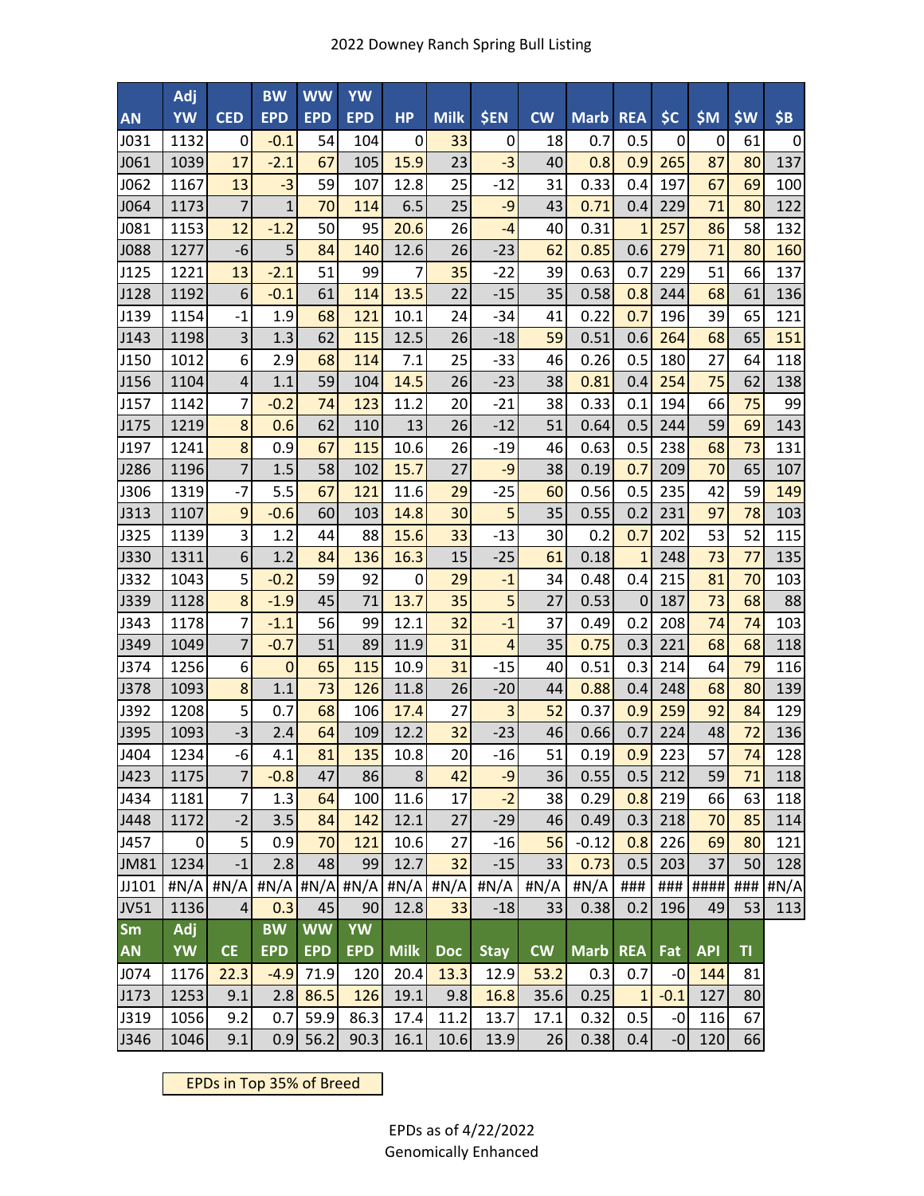2022 Downey Ranch Spring Bull Listing

| AN | Adj YW | CED | BW EPD | WW EPD | YW EPD | HP | Milk | $EN | CW | Marb | REA | $C | $M | $W | $B |
|---|---|---|---|---|---|---|---|---|---|---|---|---|---|---|---|
| J031 | 1132 | 0 | -0.1 | 54 | 104 | 0 | 33 | 0 | 18 | 0.7 | 0.5 | 0 | 0 | 61 | 0 |
| J061 | 1039 | 17 | -2.1 | 67 | 105 | 15.9 | 23 | -3 | 40 | 0.8 | 0.9 | 265 | 87 | 80 | 137 |
| J062 | 1167 | 13 | -3 | 59 | 107 | 12.8 | 25 | -12 | 31 | 0.33 | 0.4 | 197 | 67 | 69 | 100 |
| J064 | 1173 | 7 | 1 | 70 | 114 | 6.5 | 25 | -9 | 43 | 0.71 | 0.4 | 229 | 71 | 80 | 122 |
| J081 | 1153 | 12 | -1.2 | 50 | 95 | 20.6 | 26 | -4 | 40 | 0.31 | 1 | 257 | 86 | 58 | 132 |
| J088 | 1277 | -6 | 5 | 84 | 140 | 12.6 | 26 | -23 | 62 | 0.85 | 0.6 | 279 | 71 | 80 | 160 |
| J125 | 1221 | 13 | -2.1 | 51 | 99 | 7 | 35 | -22 | 39 | 0.63 | 0.7 | 229 | 51 | 66 | 137 |
| J128 | 1192 | 6 | -0.1 | 61 | 114 | 13.5 | 22 | -15 | 35 | 0.58 | 0.8 | 244 | 68 | 61 | 136 |
| J139 | 1154 | -1 | 1.9 | 68 | 121 | 10.1 | 24 | -34 | 41 | 0.22 | 0.7 | 196 | 39 | 65 | 121 |
| J143 | 1198 | 3 | 1.3 | 62 | 115 | 12.5 | 26 | -18 | 59 | 0.51 | 0.6 | 264 | 68 | 65 | 151 |
| J150 | 1012 | 6 | 2.9 | 68 | 114 | 7.1 | 25 | -33 | 46 | 0.26 | 0.5 | 180 | 27 | 64 | 118 |
| J156 | 1104 | 4 | 1.1 | 59 | 104 | 14.5 | 26 | -23 | 38 | 0.81 | 0.4 | 254 | 75 | 62 | 138 |
| J157 | 1142 | 7 | -0.2 | 74 | 123 | 11.2 | 20 | -21 | 38 | 0.33 | 0.1 | 194 | 66 | 75 | 99 |
| J175 | 1219 | 8 | 0.6 | 62 | 110 | 13 | 26 | -12 | 51 | 0.64 | 0.5 | 244 | 59 | 69 | 143 |
| J197 | 1241 | 8 | 0.9 | 67 | 115 | 10.6 | 26 | -19 | 46 | 0.63 | 0.5 | 238 | 68 | 73 | 131 |
| J286 | 1196 | 7 | 1.5 | 58 | 102 | 15.7 | 27 | -9 | 38 | 0.19 | 0.7 | 209 | 70 | 65 | 107 |
| J306 | 1319 | -7 | 5.5 | 67 | 121 | 11.6 | 29 | -25 | 60 | 0.56 | 0.5 | 235 | 42 | 59 | 149 |
| J313 | 1107 | 9 | -0.6 | 60 | 103 | 14.8 | 30 | 5 | 35 | 0.55 | 0.2 | 231 | 97 | 78 | 103 |
| J325 | 1139 | 3 | 1.2 | 44 | 88 | 15.6 | 33 | -13 | 30 | 0.2 | 0.7 | 202 | 53 | 52 | 115 |
| J330 | 1311 | 6 | 1.2 | 84 | 136 | 16.3 | 15 | -25 | 61 | 0.18 | 1 | 248 | 73 | 77 | 135 |
| J332 | 1043 | 5 | -0.2 | 59 | 92 | 0 | 29 | -1 | 34 | 0.48 | 0.4 | 215 | 81 | 70 | 103 |
| J339 | 1128 | 8 | -1.9 | 45 | 71 | 13.7 | 35 | 5 | 27 | 0.53 | 0 | 187 | 73 | 68 | 88 |
| J343 | 1178 | 7 | -1.1 | 56 | 99 | 12.1 | 32 | -1 | 37 | 0.49 | 0.2 | 208 | 74 | 74 | 103 |
| J349 | 1049 | 7 | -0.7 | 51 | 89 | 11.9 | 31 | 4 | 35 | 0.75 | 0.3 | 221 | 68 | 68 | 118 |
| J374 | 1256 | 6 | 0 | 65 | 115 | 10.9 | 31 | -15 | 40 | 0.51 | 0.3 | 214 | 64 | 79 | 116 |
| J378 | 1093 | 8 | 1.1 | 73 | 126 | 11.8 | 26 | -20 | 44 | 0.88 | 0.4 | 248 | 68 | 80 | 139 |
| J392 | 1208 | 5 | 0.7 | 68 | 106 | 17.4 | 27 | 3 | 52 | 0.37 | 0.9 | 259 | 92 | 84 | 129 |
| J395 | 1093 | -3 | 2.4 | 64 | 109 | 12.2 | 32 | -23 | 46 | 0.66 | 0.7 | 224 | 48 | 72 | 136 |
| J404 | 1234 | -6 | 4.1 | 81 | 135 | 10.8 | 20 | -16 | 51 | 0.19 | 0.9 | 223 | 57 | 74 | 128 |
| J423 | 1175 | 7 | -0.8 | 47 | 86 | 8 | 42 | -9 | 36 | 0.55 | 0.5 | 212 | 59 | 71 | 118 |
| J434 | 1181 | 7 | 1.3 | 64 | 100 | 11.6 | 17 | -2 | 38 | 0.29 | 0.8 | 219 | 66 | 63 | 118 |
| J448 | 1172 | -2 | 3.5 | 84 | 142 | 12.1 | 27 | -29 | 46 | 0.49 | 0.3 | 218 | 70 | 85 | 114 |
| J457 | 0 | 5 | 0.9 | 70 | 121 | 10.6 | 27 | -16 | 56 | -0.12 | 0.8 | 226 | 69 | 80 | 121 |
| JM81 | 1234 | -1 | 2.8 | 48 | 99 | 12.7 | 32 | -15 | 33 | 0.73 | 0.5 | 203 | 37 | 50 | 128 |
| JJ101 | #N/A | #N/A | #N/A | #N/A | #N/A | #N/A | #N/A | #N/A | #N/A | #N/A | ### | ### | #### | ### | #N/A |
| JV51 | 1136 | 4 | 0.3 | 45 | 90 | 12.8 | 33 | -18 | 33 | 0.38 | 0.2 | 196 | 49 | 53 | 113 |

| Sm AN | Adj YW | CE | BW EPD | WW EPD | YW EPD | Milk | Doc | Stay | CW | Marb | REA | Fat | API | TI |
|---|---|---|---|---|---|---|---|---|---|---|---|---|---|---|
| J074 | 1176 | 22.3 | -4.9 | 71.9 | 120 | 20.4 | 13.3 | 12.9 | 53.2 | 0.3 | 0.7 | -0 | 144 | 81 |
| J173 | 1253 | 9.1 | 2.8 | 86.5 | 126 | 19.1 | 9.8 | 16.8 | 35.6 | 0.25 | 1 | -0.1 | 127 | 80 |
| J319 | 1056 | 9.2 | 0.7 | 59.9 | 86.3 | 17.4 | 11.2 | 13.7 | 17.1 | 0.32 | 0.5 | -0 | 116 | 67 |
| J346 | 1046 | 9.1 | 0.9 | 56.2 | 90.3 | 16.1 | 10.6 | 13.9 | 26 | 0.38 | 0.4 | -0 | 120 | 66 |

EPDs in Top 35% of Breed

EPDs as of 4/22/2022
Genomically Enhanced